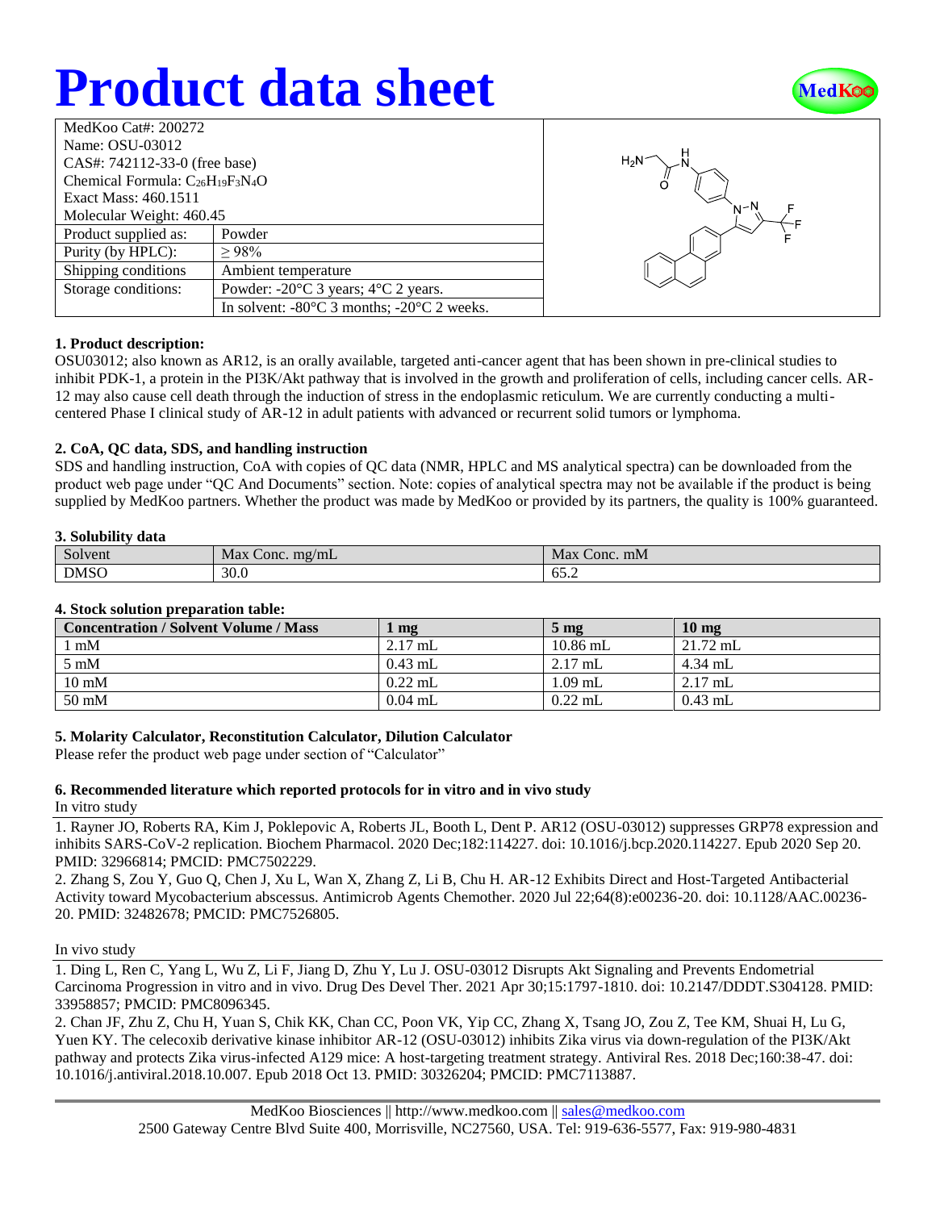# Product data sheet

| MedKoo Cat#: 200272 | |
|---|---|
| Name: OSU-03012 | |
| CAS#: 742112-33-0 (free base) | |
| Chemical Formula: $C_{26}H_{19}F_3N_4O$ | |
| Exact Mass: 460.1511 | |
| Molecular Weight: 460.45 | |
| Product supplied as: | Powder |
| Purity (by HPLC): | ≥ 98% |
| Shipping conditions | Ambient temperature |
| Storage conditions: | Powder: -20°C 3 years; 4°C 2 years. |
| | In solvent: -80°C 3 months; -20°C 2 weeks. |

**1. Product description:**

OSU03012; also known as AR12, is an orally available, targeted anti-cancer agent that has been shown in pre-clinical studies to inhibit PDK-1, a protein in the PI3K/Akt pathway that is involved in the growth and proliferation of cells, including cancer cells. AR-12 may also cause cell death through the induction of stress in the endoplasmic reticulum. We are currently conducting a multi-centered Phase I clinical study of AR-12 in adult patients with advanced or recurrent solid tumors or lymphoma.

**2. CoA, QC data, SDS, and handling instruction**

SDS and handling instruction, CoA with copies of QC data (NMR, HPLC and MS analytical spectra) can be downloaded from the product web page under "QC And Documents" section. Note: copies of analytical spectra may not be available if the product is being supplied by MedKoo partners. Whether the product was made by MedKoo or provided by its partners, the quality is 100% guaranteed.

**3. Solubility data**

| Solvent | Max Conc. mg/mL | Max Conc. mM |
|---|---|---|
| DMSO | 30.0 | 65.2 |

**4. Stock solution preparation table:**

| Concentration / Solvent Volume / Mass | 1 mg | 5 mg | 10 mg |
|---|---|---|---|
| 1 mM | 2.17 mL | 10.86 mL | 21.72 mL |
| 5 mM | 0.43 mL | 2.17 mL | 4.34 mL |
| 10 mM | 0.22 mL | 1.09 mL | 2.17 mL |
| 50 mM | 0.04 mL | 0.22 mL | 0.43 mL |

**5. Molarity Calculator, Reconstitution Calculator, Dilution Calculator**

Please refer the product web page under section of "Calculator"

**6. Recommended literature which reported protocols for in vitro and in vivo study**

In vitro study

1. Rayner JO, Roberts RA, Kim J, Poklepovic A, Roberts JL, Booth L, Dent P. AR12 (OSU-03012) suppresses GRP78 expression and inhibits SARS-CoV-2 replication. Biochem Pharmacol. 2020 Dec;182:114227. doi: 10.1016/j.bcp.2020.114227. Epub 2020 Sep 20. PMID: 32966814; PMCID: PMC7502229.
2. Zhang S, Zou Y, Guo Q, Chen J, Xu L, Wan X, Zhang Z, Li B, Chu H. AR-12 Exhibits Direct and Host-Targeted Antibacterial Activity toward Mycobacterium abscessus. Antimicrob Agents Chemother. 2020 Jul 22;64(8):e00236-20. doi: 10.1128/AAC.00236-20. PMID: 32482678; PMCID: PMC7526805.

In vivo study

1. Ding L, Ren C, Yang L, Wu Z, Li F, Jiang D, Zhu Y, Lu J. OSU-03012 Disrupts Akt Signaling and Prevents Endometrial Carcinoma Progression in vitro and in vivo. Drug Des Devel Ther. 2021 Apr 30;15:1797-1810. doi: 10.2147/DDDT.S304128. PMID: 33958857; PMCID: PMC8096345.
2. Chan JF, Zhu Z, Chu H, Yuan S, Chik KK, Chan CC, Poon VK, Yip CC, Zhang X, Tsang JO, Zou Z, Tee KM, Shuai H, Lu G, Yuen KY. The celecoxib derivative kinase inhibitor AR-12 (OSU-03012) inhibits Zika virus via down-regulation of the PI3K/Akt pathway and protects Zika virus-infected A129 mice: A host-targeting treatment strategy. Antiviral Res. 2018 Dec;160:38-47. doi: 10.1016/j.antiviral.2018.10.007. Epub 2018 Oct 13. PMID: 30326204; PMCID: PMC7113887.

MedKoo Biosciences || http://www.medkoo.com || sales@medkoo.com
2500 Gateway Centre Blvd Suite 400, Morrisville, NC27560, USA. Tel: 919-636-5577, Fax: 919-980-4831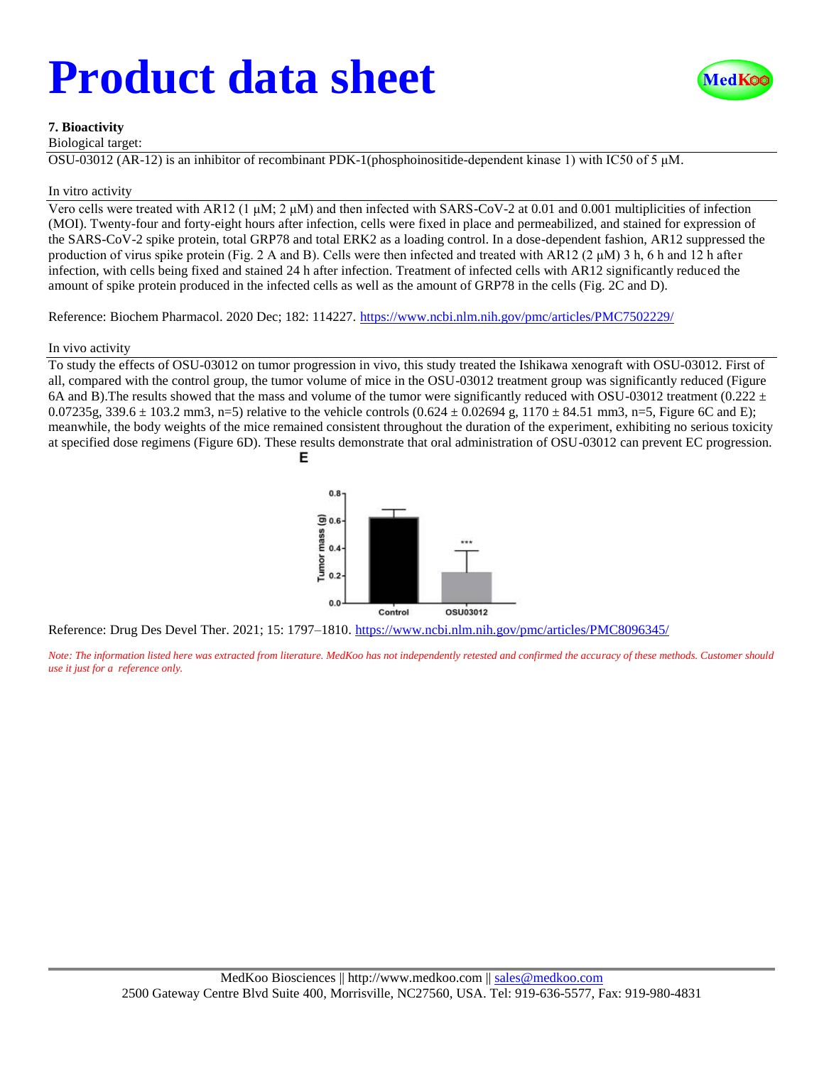# Product data sheet

MedKoo

**7. Bioactivity**

Biological target:

OSU-03012 (AR-12) is an inhibitor of recombinant PDK-1(phosphoinositide-dependent kinase 1) with IC50 of 5 μM.

In vitro activity

Vero cells were treated with AR12 (1 μM; 2 μM) and then infected with SARS-CoV-2 at 0.01 and 0.001 multiplicities of infection (MOI). Twenty-four and forty-eight hours after infection, cells were fixed in place and permeabilized, and stained for expression of the SARS-CoV-2 spike protein, total GRP78 and total ERK2 as a loading control. In a dose-dependent fashion, AR12 suppressed the production of virus spike protein (Fig. 2 A and B). Cells were then infected and treated with AR12 (2 μM) 3 h, 6 h and 12 h after infection, with cells being fixed and stained 24 h after infection. Treatment of infected cells with AR12 significantly reduced the amount of spike protein produced in the infected cells as well as the amount of GRP78 in the cells (Fig. 2C and D).

Reference: Biochem Pharmacol. 2020 Dec; 182: 114227. https://www.ncbi.nlm.nih.gov/pmc/articles/PMC7502229/

In vivo activity

To study the effects of OSU-03012 on tumor progression in vivo, this study treated the Ishikawa xenograft with OSU-03012. First of all, compared with the control group, the tumor volume of mice in the OSU-03012 treatment group was significantly reduced (Figure 6A and B).The results showed that the mass and volume of the tumor were significantly reduced with OSU-03012 treatment (0.222 ± 0.07235g, 339.6 ± 103.2 mm3, n=5) relative to the vehicle controls (0.624 ± 0.02694 g, 1170 ± 84.51 mm3, n=5, Figure 6C and E); meanwhile, the body weights of the mice remained consistent throughout the duration of the experiment, exhibiting no serious toxicity at specified dose regimens (Figure 6D). These results demonstrate that oral administration of OSU-03012 can prevent EC progression.

E

Tumor mass (g)

0.8
0.6
0.4
0.2
0.0

***

Control
OSU03012

Reference: Drug Des Devel Ther. 2021; 15: 1797–1810. https://www.ncbi.nlm.nih.gov/pmc/articles/PMC8096345/

*Note: The information listed here was extracted from literature. MedKoo has not independently retested and confirmed the accuracy of these methods. Customer should use it just for a reference only.*

MedKoo Biosciences || http://www.medkoo.com || sales@medkoo.com
2500 Gateway Centre Blvd Suite 400, Morrisville, NC27560, USA. Tel: 919-636-5577, Fax: 919-980-4831